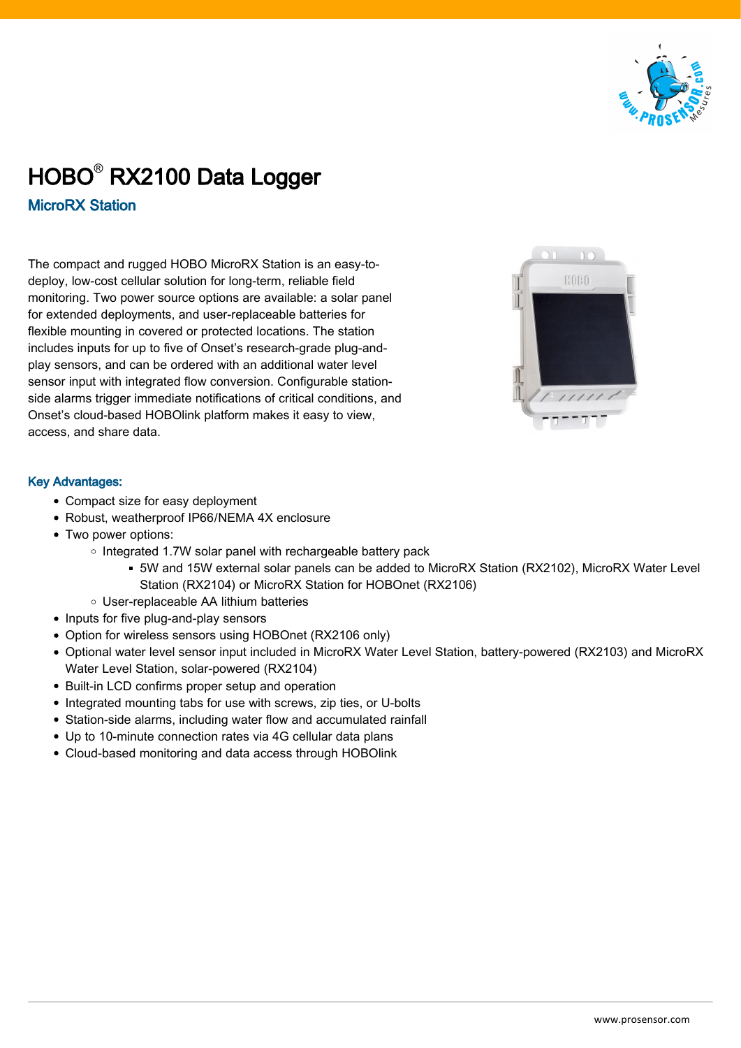# HOBO® RX2100 Data Logger

## MicroRX Station

The compact and rugged HOBO MicroRX Station is an easy-to-deploy, low-cost cellular solution for long-term, reliable field monitoring. Two power source options are available: a solar panel for extended deployments, and user-replaceable batteries for flexible mounting in covered or protected locations. The station includes inputs for up to five of Onset's research-grade plug-and-play sensors, and can be ordered with an additional water level sensor input with integrated flow conversion. Configurable station-side alarms trigger immediate notifications of critical conditions, and Onset's cloud-based HOBOlink platform makes it easy to view, access, and share data.

### Key Advantages:

- Compact size for easy deployment
- Robust, weatherproof IP66/NEMA 4X enclosure
- Two power options:
  - Integrated 1.7W solar panel with rechargeable battery pack
    - 5W and 15W external solar panels can be added to MicroRX Station (RX2102), MicroRX Water Level Station (RX2104) or MicroRX Station for HOBOnet (RX2106)
  - User-replaceable AA lithium batteries
- Inputs for five plug-and-play sensors
- Option for wireless sensors using HOBOnet (RX2106 only)
- Optional water level sensor input included in MicroRX Water Level Station, battery-powered (RX2103) and MicroRX Water Level Station, solar-powered (RX2104)
- Built-in LCD confirms proper setup and operation
- Integrated mounting tabs for use with screws, zip ties, or U-bolts
- Station-side alarms, including water flow and accumulated rainfall
- Up to 10-minute connection rates via 4G cellular data plans
- Cloud-based monitoring and data access through HOBOlink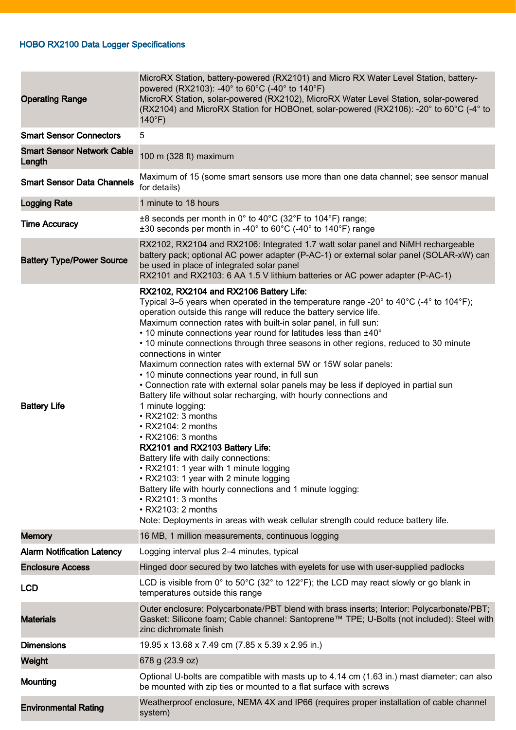## HOBO RX2100 Data Logger Specifications

| | |
|---|---|
| **Operating Range** | MicroRX Station, battery-powered (RX2101) and Micro RX Water Level Station, battery-powered (RX2103): -40° to 60°C (-40° to 140°F)<br>MicroRX Station, solar-powered (RX2102), MicroRX Water Level Station, solar-powered (RX2104) and MicroRX Station for HOBOnet, solar-powered (RX2106): -20° to 60°C (-4° to 140°F) |
| **Smart Sensor Connectors** | 5 |
| **Smart Sensor Network Cable Length** | 100 m (328 ft) maximum |
| **Smart Sensor Data Channels** | Maximum of 15 (some smart sensors use more than one data channel; see sensor manual for details) |
| **Logging Rate** | 1 minute to 18 hours |
| **Time Accuracy** | ±8 seconds per month in 0° to 40°C (32°F to 104°F) range;<br>±30 seconds per month in -40° to 60°C (-40° to 140°F) range |
| **Battery Type/Power Source** | RX2102, RX2104 and RX2106: Integrated 1.7 watt solar panel and NiMH rechargeable battery pack; optional AC power adapter (P-AC-1) or external solar panel (SOLAR-xW) can be used in place of integrated solar panel<br>RX2101 and RX2103: 6 AA 1.5 V lithium batteries or AC power adapter (P-AC-1) |
| **Battery Life** | **RX2102, RX2104 and RX2106 Battery Life:**<br>Typical 3–5 years when operated in the temperature range -20° to 40°C (-4° to 104°F); operation outside this range will reduce the battery service life.<br>Maximum connection rates with built-in solar panel, in full sun:<br>• 10 minute connections year round for latitudes less than ±40°<br>• 10 minute connections through three seasons in other regions, reduced to 30 minute connections in winter<br>Maximum connection rates with external 5W or 15W solar panels:<br>• 10 minute connections year round, in full sun<br>• Connection rate with external solar panels may be less if deployed in partial sun<br>Battery life without solar recharging, with hourly connections and 1 minute logging:<br>• RX2102: 3 months<br>• RX2104: 2 months<br>• RX2106: 3 months<br>**RX2101 and RX2103 Battery Life:**<br>Battery life with daily connections:<br>• RX2101: 1 year with 1 minute logging<br>• RX2103: 1 year with 2 minute logging<br>Battery life with hourly connections and 1 minute logging:<br>• RX2101: 3 months<br>• RX2103: 2 months<br>Note: Deployments in areas with weak cellular strength could reduce battery life. |
| **Memory** | 16 MB, 1 million measurements, continuous logging |
| **Alarm Notification Latency** | Logging interval plus 2–4 minutes, typical |
| **Enclosure Access** | Hinged door secured by two latches with eyelets for use with user-supplied padlocks |
| **LCD** | LCD is visible from 0° to 50°C (32° to 122°F); the LCD may react slowly or go blank in temperatures outside this range |
| **Materials** | Outer enclosure: Polycarbonate/PBT blend with brass inserts; Interior: Polycarbonate/PBT; Gasket: Silicone foam; Cable channel: Santoprene™ TPE; U-Bolts (not included): Steel with zinc dichromate finish |
| **Dimensions** | 19.95 x 13.68 x 7.49 cm (7.85 x 5.39 x 2.95 in.) |
| **Weight** | 678 g (23.9 oz) |
| **Mounting** | Optional U-bolts are compatible with masts up to 4.14 cm (1.63 in.) mast diameter; can also be mounted with zip ties or mounted to a flat surface with screws |
| **Environmental Rating** | Weatherproof enclosure, NEMA 4X and IP66 (requires proper installation of cable channel system) |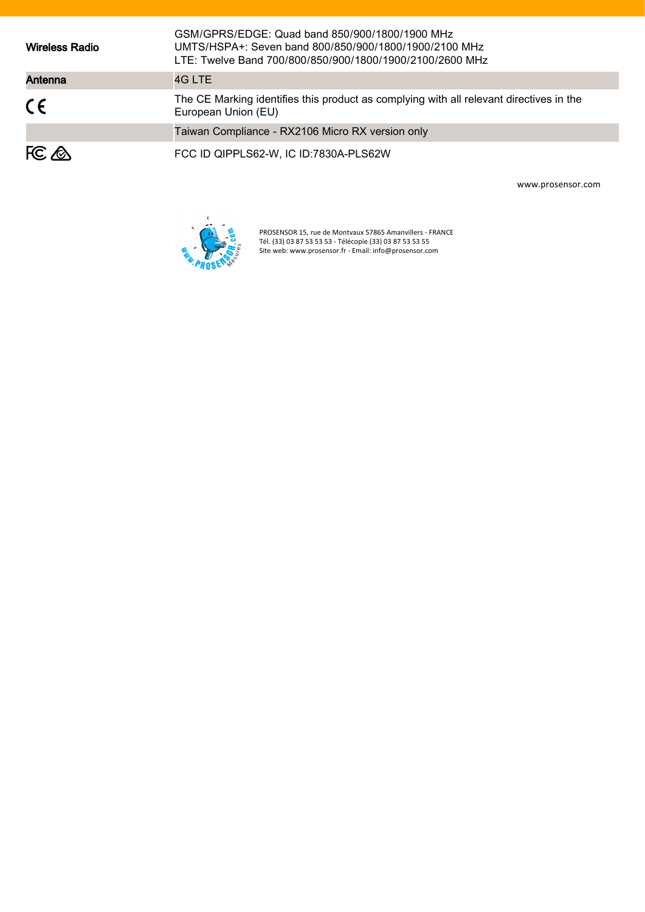| | |
|---|---|
| **Wireless Radio** | GSM/GPRS/EDGE: Quad band 850/900/1800/1900 MHz<br>UMTS/HSPA+: Seven band 800/850/900/1800/1900/2100 MHz<br>LTE: Twelve Band 700/800/850/900/1800/1900/2100/2600 MHz |
| **Antenna** | 4G LTE |
| CE | The CE Marking identifies this product as complying with all relevant directives in the European Union (EU) |
| | Taiwan Compliance - RX2106 Micro RX version only |
| FC | FCC ID QIPPLS62-W, IC ID:7830A-PLS62W |

www.prosensor.com

PROSENSOR 15, rue de Montvaux 57865 Amanvillers - FRANCE
Tél. (33) 03 87 53 53 53 - Télécopie (33) 03 87 53 53 55
Site web: www.prosensor.fr - Email: info@prosensor.com